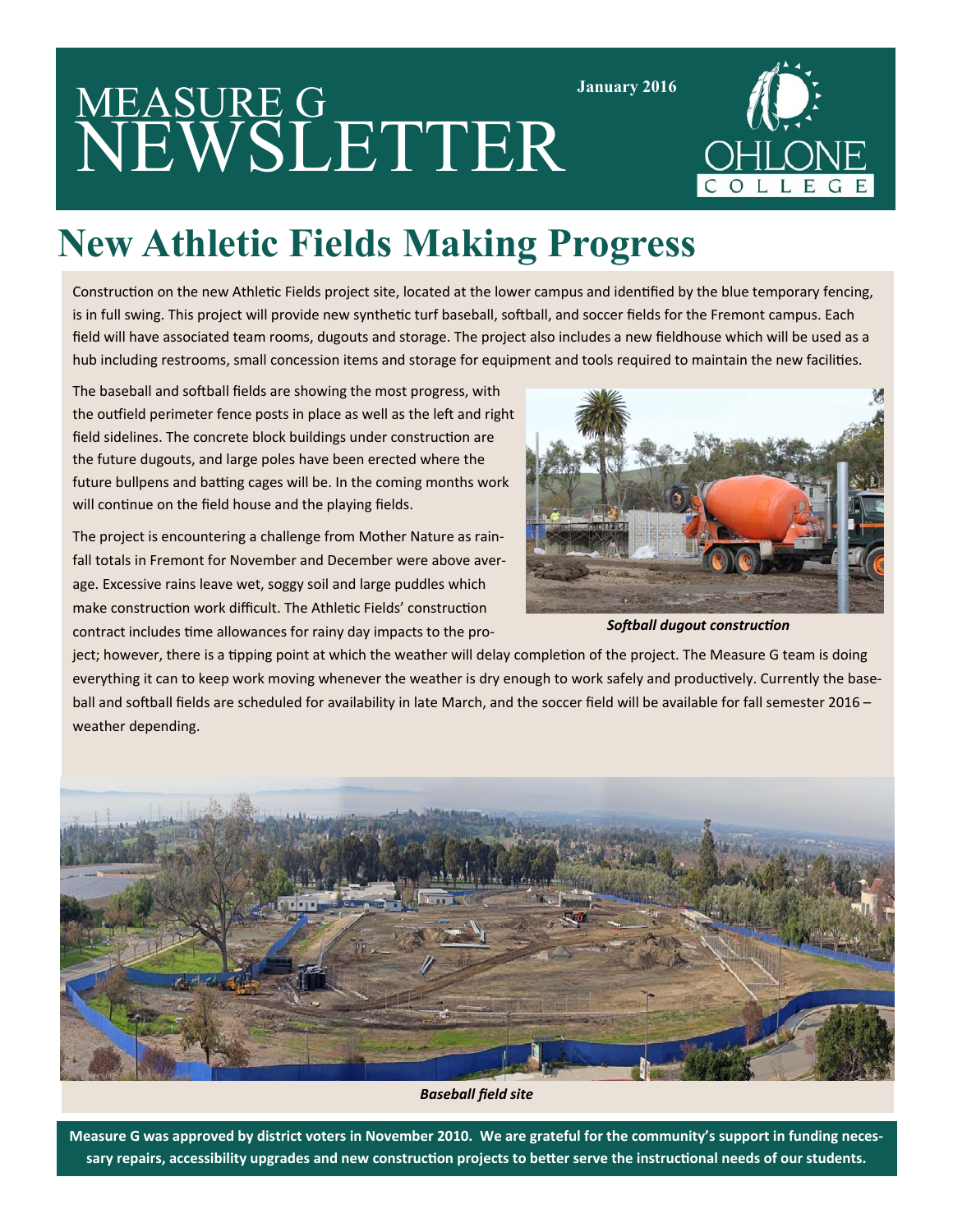# MEASURE G NEWSLETTER

January 2016

OHLONE COLLEGE

## New Athletic Fields Making Progress

Construction on the new Athletic Fields project site, located at the lower campus and identified by the blue temporary fencing, is in full swing. This project will provide new synthetic turf baseball, softball, and soccer fields for the Fremont campus. Each field will have associated team rooms, dugouts and storage. The project also includes a new fieldhouse which will be used as a hub including restrooms, small concession items and storage for equipment and tools required to maintain the new facilities.

The baseball and softball fields are showing the most progress, with the outfield perimeter fence posts in place as well as the left and right field sidelines. The concrete block buildings under construction are the future dugouts, and large poles have been erected where the future bullpens and batting cages will be. In the coming months work will continue on the field house and the playing fields.

The project is encountering a challenge from Mother Nature as rainfall totals in Fremont for November and December were above average. Excessive rains leave wet, soggy soil and large puddles which make construction work difficult. The Athletic Fields' construction contract includes time allowances for rainy day impacts to the project; however, there is a tipping point at which the weather will delay completion of the project. The Measure G team is doing everything it can to keep work moving whenever the weather is dry enough to work safely and productively. Currently the baseball and softball fields are scheduled for availability in late March, and the soccer field will be available for fall semester 2016 – weather depending.

***Softball dugout construction***

***Baseball field site***

**Measure G was approved by district voters in November 2010. We are grateful for the community's support in funding necessary repairs, accessibility upgrades and new construction projects to better serve the instructional needs of our students.**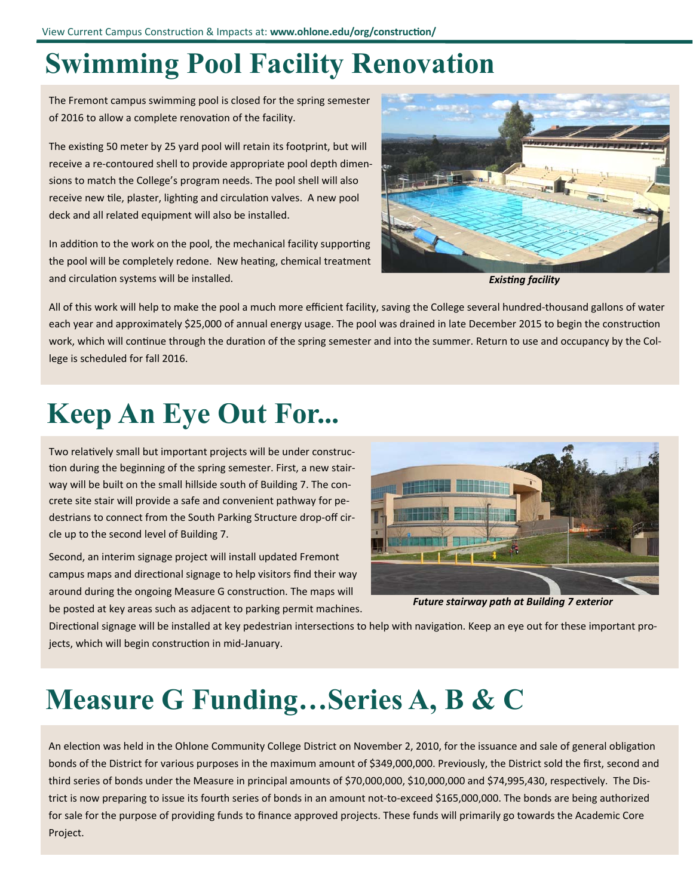# Swimming Pool Facility Renovation

The Fremont campus swimming pool is closed for the spring semester of 2016 to allow a complete renovation of the facility.

The existing 50 meter by 25 yard pool will retain its footprint, but will receive a re-contoured shell to provide appropriate pool depth dimensions to match the College's program needs. The pool shell will also receive new tile, plaster, lighting and circulation valves. A new pool deck and all related equipment will also be installed.

In addition to the work on the pool, the mechanical facility supporting the pool will be completely redone. New heating, chemical treatment and circulation systems will be installed.

***Existing facility***

All of this work will help to make the pool a much more efficient facility, saving the College several hundred-thousand gallons of water each year and approximately $25,000 of annual energy usage. The pool was drained in late December 2015 to begin the construction work, which will continue through the duration of the spring semester and into the summer. Return to use and occupancy by the College is scheduled for fall 2016.

# Keep An Eye Out For...

Two relatively small but important projects will be under construction during the beginning of the spring semester. First, a new stairway will be built on the small hillside south of Building 7. The concrete site stair will provide a safe and convenient pathway for pedestrians to connect from the South Parking Structure drop-off circle up to the second level of Building 7.

Second, an interim signage project will install updated Fremont campus maps and directional signage to help visitors find their way around during the ongoing Measure G construction. The maps will be posted at key areas such as adjacent to parking permit machines. Directional signage will be installed at key pedestrian intersections to help with navigation. Keep an eye out for these important projects, which will begin construction in mid-January.

***Future stairway path at Building 7 exterior***

# Measure G Funding…Series A, B & C

An election was held in the Ohlone Community College District on November 2, 2010, for the issuance and sale of general obligation bonds of the District for various purposes in the maximum amount of $349,000,000. Previously, the District sold the first, second and third series of bonds under the Measure in principal amounts of $70,000,000, $10,000,000 and $74,995,430, respectively. The District is now preparing to issue its fourth series of bonds in an amount not-to-exceed $165,000,000. The bonds are being authorized for sale for the purpose of providing funds to finance approved projects. These funds will primarily go towards the Academic Core Project.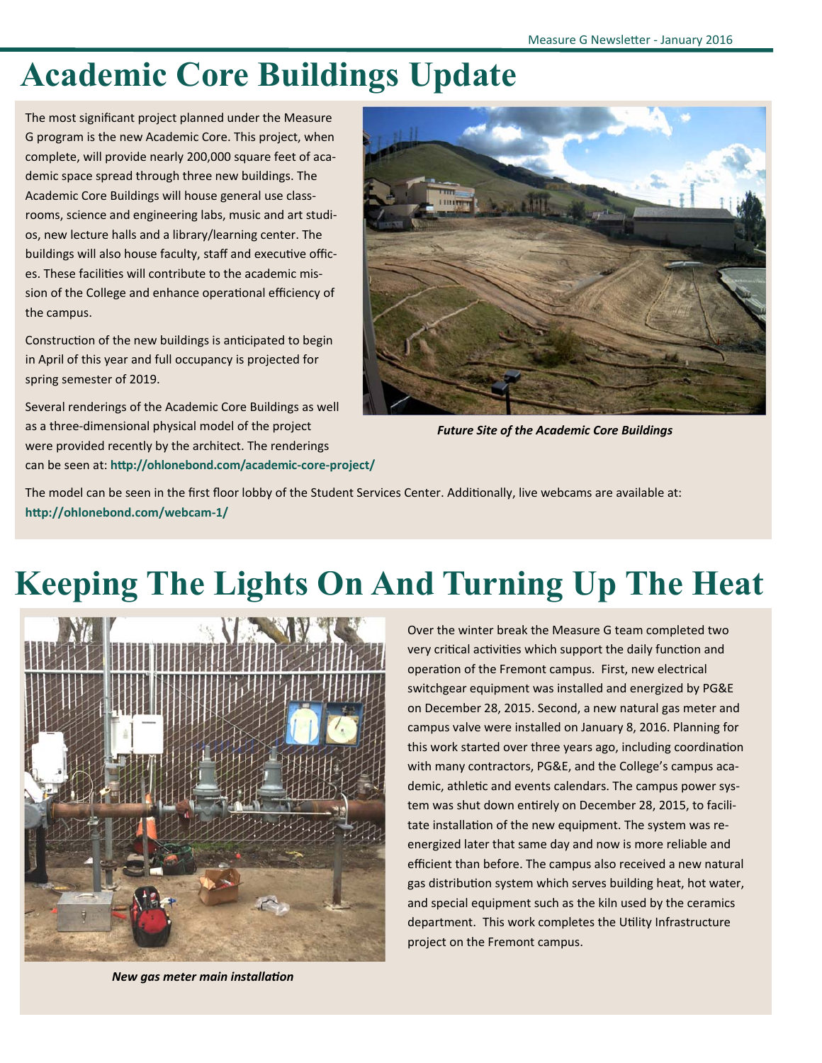# Academic Core Buildings Update

The most significant project planned under the Measure G program is the new Academic Core. This project, when complete, will provide nearly 200,000 square feet of academic space spread through three new buildings. The Academic Core Buildings will house general use classrooms, science and engineering labs, music and art studios, new lecture halls and a library/learning center. The buildings will also house faculty, staff and executive offices. These facilities will contribute to the academic mission of the College and enhance operational efficiency of the campus.

Construction of the new buildings is anticipated to begin in April of this year and full occupancy is projected for spring semester of 2019.

Several renderings of the Academic Core Buildings as well as a three-dimensional physical model of the project were provided recently by the architect. The renderings can be seen at: **http://ohlonebond.com/academic-core-project/**

***Future Site of the Academic Core Buildings***

The model can be seen in the first floor lobby of the Student Services Center. Additionally, live webcams are available at: **http://ohlonebond.com/webcam-1/**

# Keeping The Lights On And Turning Up The Heat

***New gas meter main installation***

Over the winter break the Measure G team completed two very critical activities which support the daily function and operation of the Fremont campus. First, new electrical switchgear equipment was installed and energized by PG&E on December 28, 2015. Second, a new natural gas meter and campus valve were installed on January 8, 2016. Planning for this work started over three years ago, including coordination with many contractors, PG&E, and the College's campus academic, athletic and events calendars. The campus power system was shut down entirely on December 28, 2015, to facilitate installation of the new equipment. The system was re-energized later that same day and now is more reliable and efficient than before. The campus also received a new natural gas distribution system which serves building heat, hot water, and special equipment such as the kiln used by the ceramics department. This work completes the Utility Infrastructure project on the Fremont campus.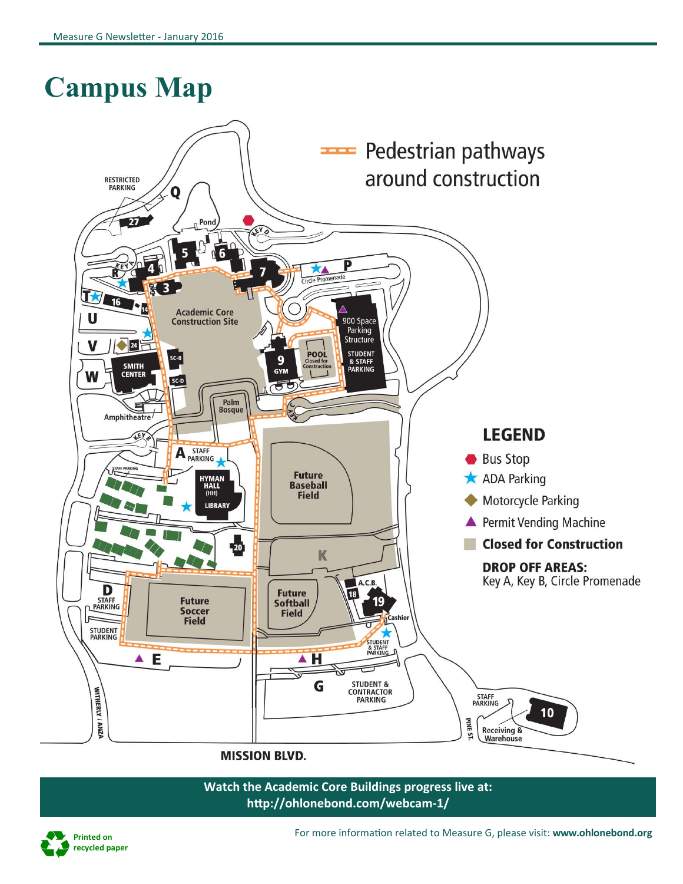# Campus Map

Pedestrian pathways around construction

RESTRICTED PARKING
Q
27
Pond
KEY D
5
6
R
KEY A
4
7
P
Circle Promenade
3
T
16
14
Academic Core Construction Site
U
900 Space Parking Structure
V
24
SC-B
9 GYM
POOL Closed for Construction
STUDENT & STAFF PARKING
W
SMITH CENTER
SC-D
Palm Bosque
KEY C
Amphitheatre
KEY B
A STAFF PARKING
STAFF PARKING
HYMAN HALL (HH)
LIBRARY
Future Baseball Field
20
K
D STAFF PARKING
Future Soccer Field
Future Softball Field
A.C.B.
18
19
Cashier
STUDENT PARKING
STUDENT & STAFF PARKING
E
H
G
STUDENT & CONTRACTOR PARKING
WITHERLY / ANZA
STAFF PARKING
10
PINE ST.
Receiving & Warehouse
MISSION BLVD.

## LEGEND

- Bus Stop
- ADA Parking
- Motorcycle Parking
- Permit Vending Machine
- **Closed for Construction**

**DROP OFF AREAS:**
Key A, Key B, Circle Promenade

**Watch the Academic Core Buildings progress live at:**
**http://ohlonebond.com/webcam-1/**

Printed on recycled paper

For more information related to Measure G, please visit: **www.ohlonebond.org**